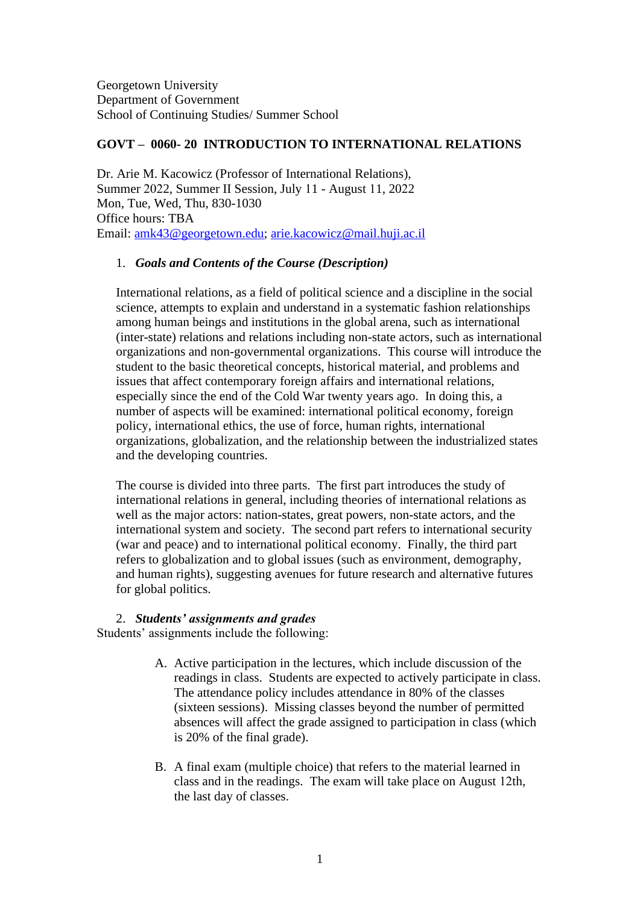Georgetown University
Department of Government
School of Continuing Studies/ Summer School

**GOVT – 0060- 20 INTRODUCTION TO INTERNATIONAL RELATIONS**

Dr. Arie M. Kacowicz (Professor of International Relations),
Summer 2022, Summer II Session, July 11 - August 11, 2022
Mon, Tue, Wed, Thu, 830-1030
Office hours: TBA
Email: amk43@georgetown.edu; arie.kacowicz@mail.huji.ac.il

1. ***Goals and Contents of the Course (Description)***

International relations, as a field of political science and a discipline in the social science, attempts to explain and understand in a systematic fashion relationships among human beings and institutions in the global arena, such as international (inter-state) relations and relations including non-state actors, such as international organizations and non-governmental organizations. This course will introduce the student to the basic theoretical concepts, historical material, and problems and issues that affect contemporary foreign affairs and international relations, especially since the end of the Cold War twenty years ago. In doing this, a number of aspects will be examined: international political economy, foreign policy, international ethics, the use of force, human rights, international organizations, globalization, and the relationship between the industrialized states and the developing countries.

The course is divided into three parts. The first part introduces the study of international relations in general, including theories of international relations as well as the major actors: nation-states, great powers, non-state actors, and the international system and society. The second part refers to international security (war and peace) and to international political economy. Finally, the third part refers to globalization and to global issues (such as environment, demography, and human rights), suggesting avenues for future research and alternative futures for global politics.

2. ***Students' assignments and grades***

Students' assignments include the following:

A. Active participation in the lectures, which include discussion of the readings in class. Students are expected to actively participate in class. The attendance policy includes attendance in 80% of the classes (sixteen sessions). Missing classes beyond the number of permitted absences will affect the grade assigned to participation in class (which is 20% of the final grade).

B. A final exam (multiple choice) that refers to the material learned in class and in the readings. The exam will take place on August 12th, the last day of classes.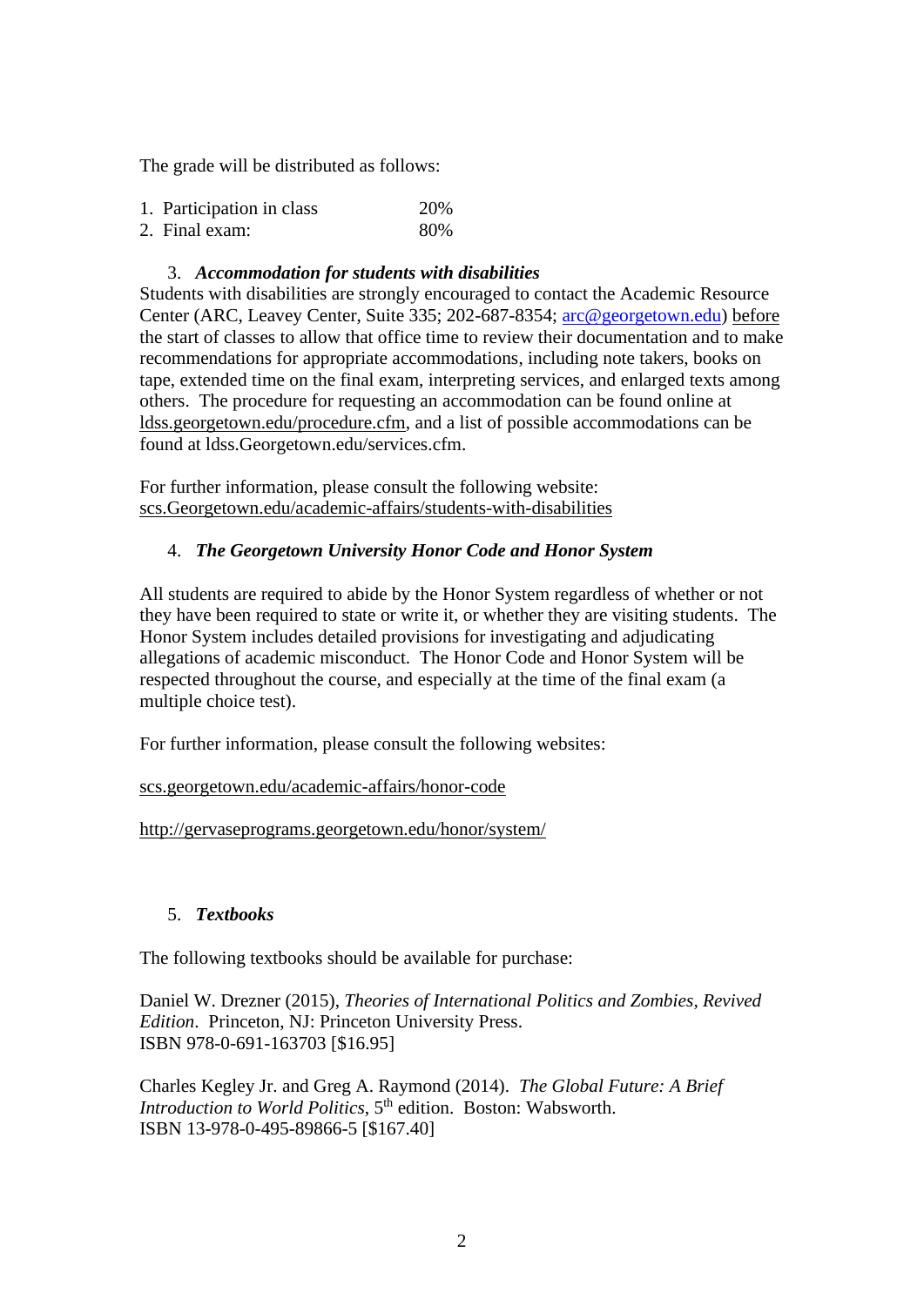The grade will be distributed as follows:

1. Participation in class 20%
2. Final exam: 80%

3. ***Accommodation for students with disabilities***

Students with disabilities are strongly encouraged to contact the Academic Resource Center (ARC, Leavey Center, Suite 335; 202-687-8354; arc@georgetown.edu) before the start of classes to allow that office time to review their documentation and to make recommendations for appropriate accommodations, including note takers, books on tape, extended time on the final exam, interpreting services, and enlarged texts among others. The procedure for requesting an accommodation can be found online at ldss.georgetown.edu/procedure.cfm, and a list of possible accommodations can be found at ldss.Georgetown.edu/services.cfm.

For further information, please consult the following website: scs.Georgetown.edu/academic-affairs/students-with-disabilities

4. ***The Georgetown University Honor Code and Honor System***

All students are required to abide by the Honor System regardless of whether or not they have been required to state or write it, or whether they are visiting students. The Honor System includes detailed provisions for investigating and adjudicating allegations of academic misconduct. The Honor Code and Honor System will be respected throughout the course, and especially at the time of the final exam (a multiple choice test).

For further information, please consult the following websites:

scs.georgetown.edu/academic-affairs/honor-code

http://gervaseprograms.georgetown.edu/honor/system/

5. ***Textbooks***

The following textbooks should be available for purchase:

Daniel W. Drezner (2015), *Theories of International Politics and Zombies, Revived Edition*. Princeton, NJ: Princeton University Press.
ISBN 978-0-691-163703 [$16.95]

Charles Kegley Jr. and Greg A. Raymond (2014). *The Global Future: A Brief Introduction to World Politics*, 5th edition. Boston: Wabsworth.
ISBN 13-978-0-495-89866-5 [$167.40]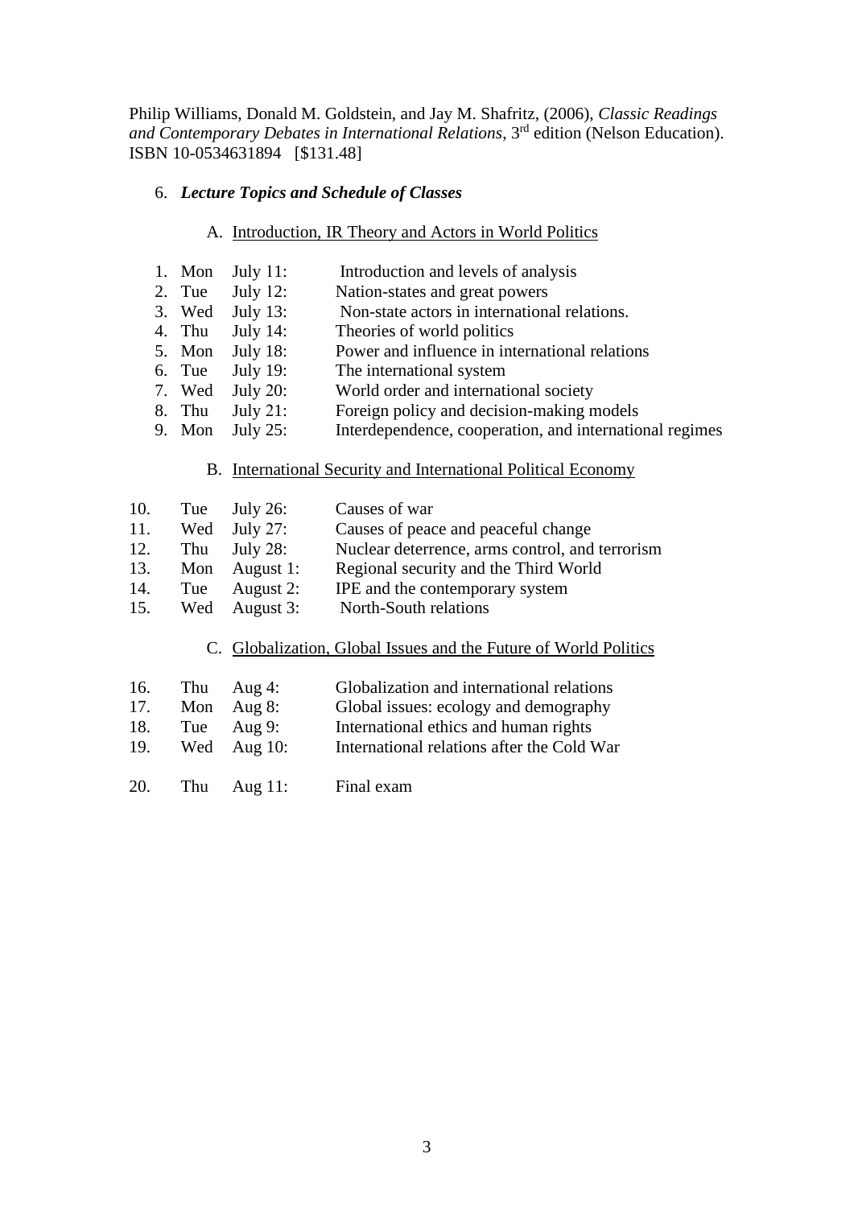Philip Williams, Donald M. Goldstein, and Jay M. Shafritz, (2006), *Classic Readings and Contemporary Debates in International Relations*, 3rd edition (Nelson Education). ISBN 10-0534631894 [$131.48]

## 6. *Lecture Topics and Schedule of Classes*

### A. Introduction, IR Theory and Actors in World Politics

| | | | |
|---|---|---|---|
| 1. | Mon | July 11: | Introduction and levels of analysis |
| 2. | Tue | July 12: | Nation-states and great powers |
| 3. | Wed | July 13: | Non-state actors in international relations. |
| 4. | Thu | July 14: | Theories of world politics |
| 5. | Mon | July 18: | Power and influence in international relations |
| 6. | Tue | July 19: | The international system |
| 7. | Wed | July 20: | World order and international society |
| 8. | Thu | July 21: | Foreign policy and decision-making models |
| 9. | Mon | July 25: | Interdependence, cooperation, and international regimes |

### B. International Security and International Political Economy

| | | | |
|---|---|---|---|
| 10. | Tue | July 26: | Causes of war |
| 11. | Wed | July 27: | Causes of peace and peaceful change |
| 12. | Thu | July 28: | Nuclear deterrence, arms control, and terrorism |
| 13. | Mon | August 1: | Regional security and the Third World |
| 14. | Tue | August 2: | IPE and the contemporary system |
| 15. | Wed | August 3: | North-South relations |

### C. Globalization, Global Issues and the Future of World Politics

| | | | |
|---|---|---|---|
| 16. | Thu | Aug 4: | Globalization and international relations |
| 17. | Mon | Aug 8: | Global issues: ecology and demography |
| 18. | Tue | Aug 9: | International ethics and human rights |
| 19. | Wed | Aug 10: | International relations after the Cold War |
| 20. | Thu | Aug 11: | Final exam |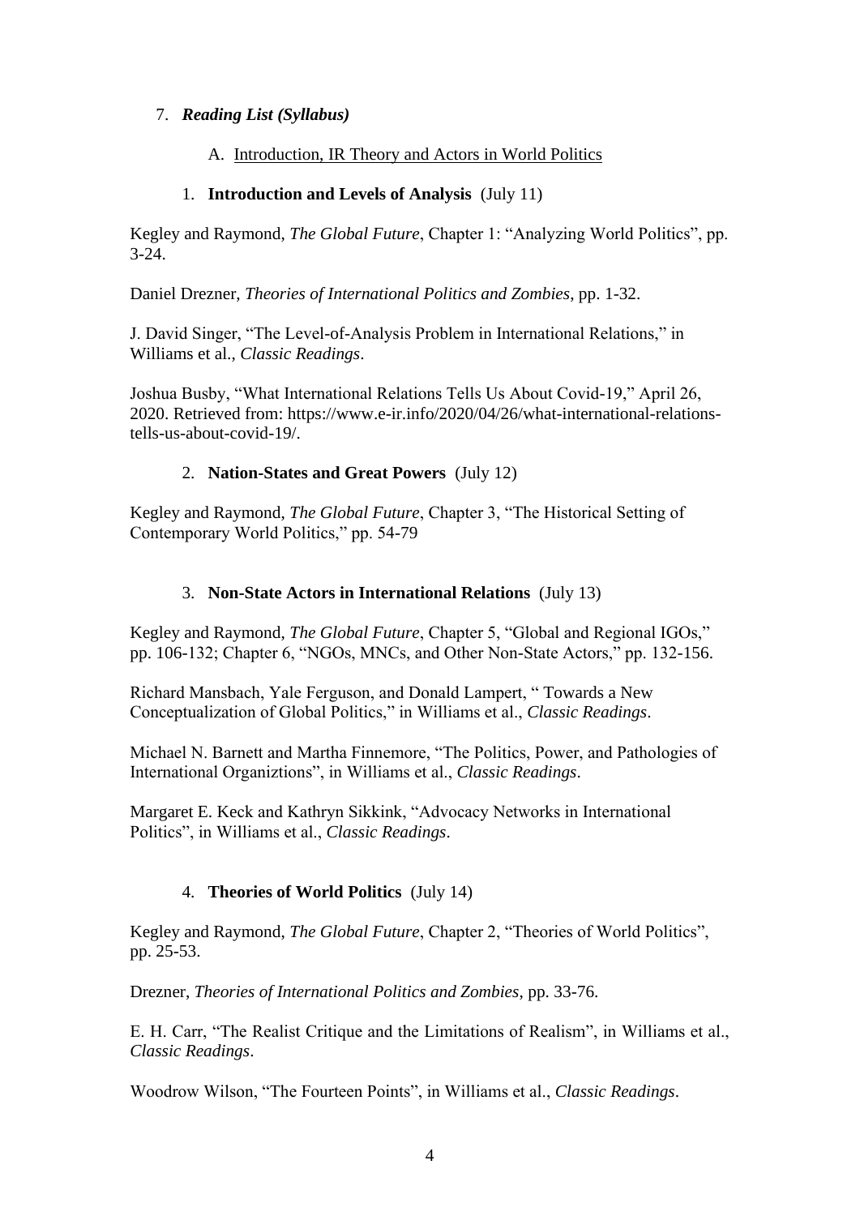## 7. *Reading List (Syllabus)*

### A. Introduction, IR Theory and Actors in World Politics

#### 1. **Introduction and Levels of Analysis** (July 11)

Kegley and Raymond, *The Global Future*, Chapter 1: "Analyzing World Politics", pp. 3-24.

Daniel Drezner, *Theories of International Politics and Zombies*, pp. 1-32.

J. David Singer, "The Level-of-Analysis Problem in International Relations," in Williams et al., *Classic Readings*.

Joshua Busby, "What International Relations Tells Us About Covid-19," April 26, 2020. Retrieved from: https://www.e-ir.info/2020/04/26/what-international-relations-tells-us-about-covid-19/.

#### 2. **Nation-States and Great Powers** (July 12)

Kegley and Raymond, *The Global Future*, Chapter 3, "The Historical Setting of Contemporary World Politics," pp. 54-79

#### 3. **Non-State Actors in International Relations** (July 13)

Kegley and Raymond, *The Global Future*, Chapter 5, "Global and Regional IGOs," pp. 106-132; Chapter 6, "NGOs, MNCs, and Other Non-State Actors," pp. 132-156.

Richard Mansbach, Yale Ferguson, and Donald Lampert, " Towards a New Conceptualization of Global Politics," in Williams et al., *Classic Readings*.

Michael N. Barnett and Martha Finnemore, "The Politics, Power, and Pathologies of International Organiztions", in Williams et al., *Classic Readings*.

Margaret E. Keck and Kathryn Sikkink, "Advocacy Networks in International Politics", in Williams et al., *Classic Readings*.

#### 4. **Theories of World Politics** (July 14)

Kegley and Raymond, *The Global Future*, Chapter 2, "Theories of World Politics", pp. 25-53.

Drezner, *Theories of International Politics and Zombies*, pp. 33-76.

E. H. Carr, "The Realist Critique and the Limitations of Realism", in Williams et al., *Classic Readings*.

Woodrow Wilson, "The Fourteen Points", in Williams et al., *Classic Readings*.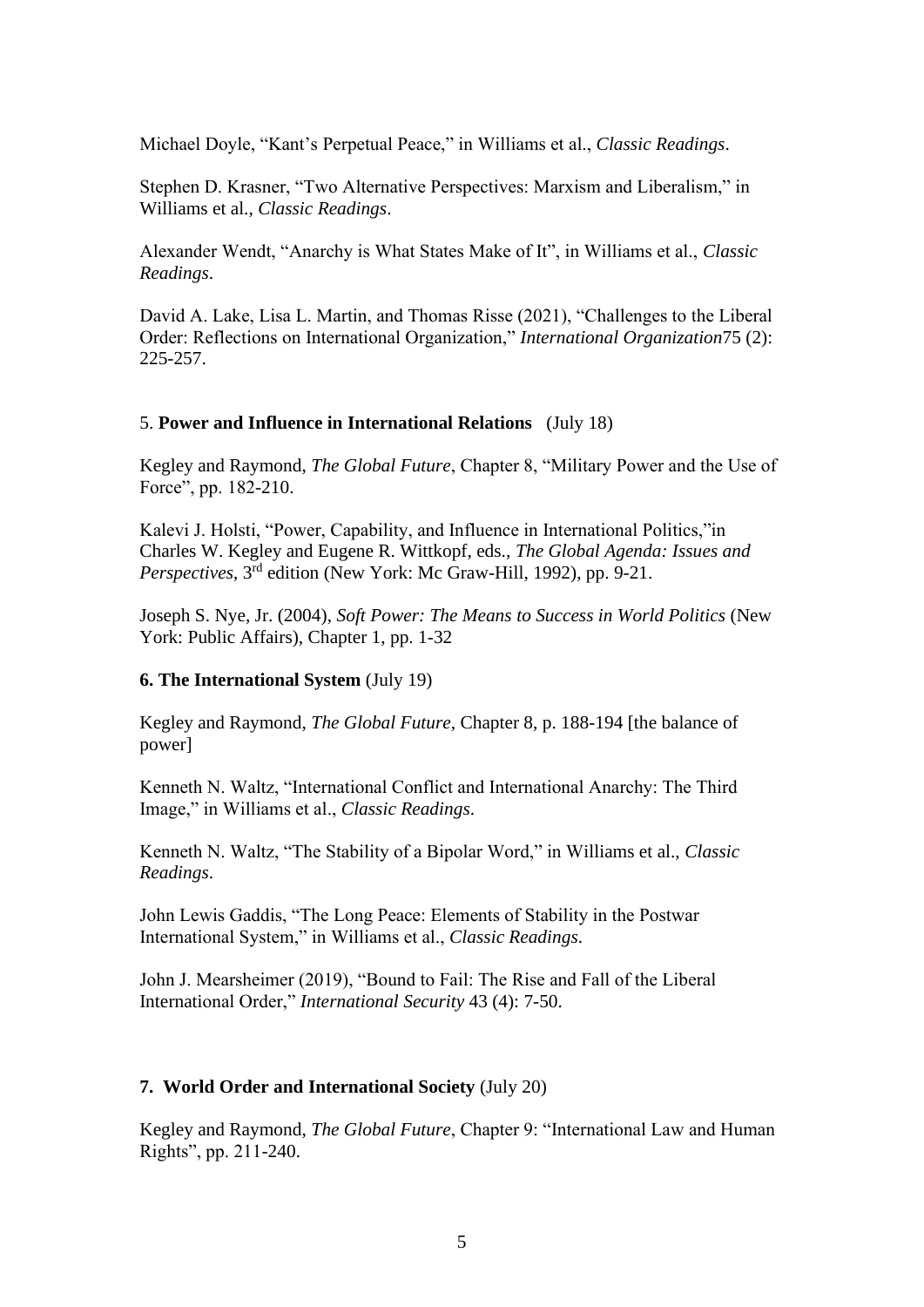Michael Doyle, "Kant's Perpetual Peace," in Williams et al., *Classic Readings*.

Stephen D. Krasner, "Two Alternative Perspectives: Marxism and Liberalism," in Williams et al., *Classic Readings*.

Alexander Wendt, "Anarchy is What States Make of It", in Williams et al., *Classic Readings*.

David A. Lake, Lisa L. Martin, and Thomas Risse (2021), "Challenges to the Liberal Order: Reflections on International Organization," *International Organization*75 (2): 225-257.

5. **Power and Influence in International Relations** (July 18)

Kegley and Raymond, *The Global Future*, Chapter 8, "Military Power and the Use of Force", pp. 182-210.

Kalevi J. Holsti, "Power, Capability, and Influence in International Politics,"in Charles W. Kegley and Eugene R. Wittkopf, eds., *The Global Agenda: Issues and Perspectives*, 3rd edition (New York: Mc Graw-Hill, 1992), pp. 9-21.

Joseph S. Nye, Jr. (2004), *Soft Power: The Means to Success in World Politics* (New York: Public Affairs), Chapter 1, pp. 1-32

**6. The International System** (July 19)

Kegley and Raymond, *The Global Future,* Chapter 8, p. 188-194 [the balance of power]

Kenneth N. Waltz, "International Conflict and International Anarchy: The Third Image," in Williams et al., *Classic Readings*.

Kenneth N. Waltz, "The Stability of a Bipolar Word," in Williams et al., *Classic Readings*.

John Lewis Gaddis, "The Long Peace: Elements of Stability in the Postwar International System," in Williams et al., *Classic Readings*.

John J. Mearsheimer (2019), "Bound to Fail: The Rise and Fall of the Liberal International Order," *International Security* 43 (4): 7-50.

**7. World Order and International Society** (July 20)

Kegley and Raymond, *The Global Future*, Chapter 9: "International Law and Human Rights", pp. 211-240.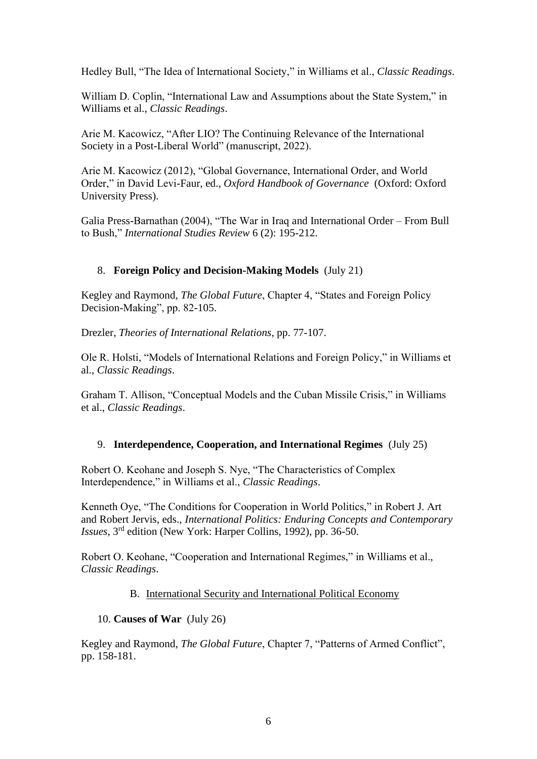Hedley Bull, "The Idea of International Society," in Williams et al., *Classic Readings*.

William D. Coplin, "International Law and Assumptions about the State System," in Williams et al., *Classic Readings*.

Arie M. Kacowicz, "After LIO? The Continuing Relevance of the International Society in a Post-Liberal World" (manuscript, 2022).

Arie M. Kacowicz (2012), "Global Governance, International Order, and World Order," in David Levi-Faur, ed., *Oxford Handbook of Governance* (Oxford: Oxford University Press).

Galia Press-Barnathan (2004), "The War in Iraq and International Order – From Bull to Bush," *International Studies Review* 6 (2): 195-212.

8. **Foreign Policy and Decision-Making Models** (July 21)

Kegley and Raymond, *The Global Future*, Chapter 4, "States and Foreign Policy Decision-Making", pp. 82-105.

Drezler, *Theories of International Relations*, pp. 77-107.

Ole R. Holsti, "Models of International Relations and Foreign Policy," in Williams et al., *Classic Readings*.

Graham T. Allison, "Conceptual Models and the Cuban Missile Crisis," in Williams et al., *Classic Readings*.

9. **Interdependence, Cooperation, and International Regimes** (July 25)

Robert O. Keohane and Joseph S. Nye, "The Characteristics of Complex Interdependence," in Williams et al., *Classic Readings*.

Kenneth Oye, "The Conditions for Cooperation in World Politics," in Robert J. Art and Robert Jervis, eds., *International Politics: Enduring Concepts and Contemporary Issues*, 3rd edition (New York: Harper Collins, 1992), pp. 36-50.

Robert O. Keohane, "Cooperation and International Regimes," in Williams et al., *Classic Readings*.

B. International Security and International Political Economy

10. **Causes of War** (July 26)

Kegley and Raymond, *The Global Future*, Chapter 7, "Patterns of Armed Conflict", pp. 158-181.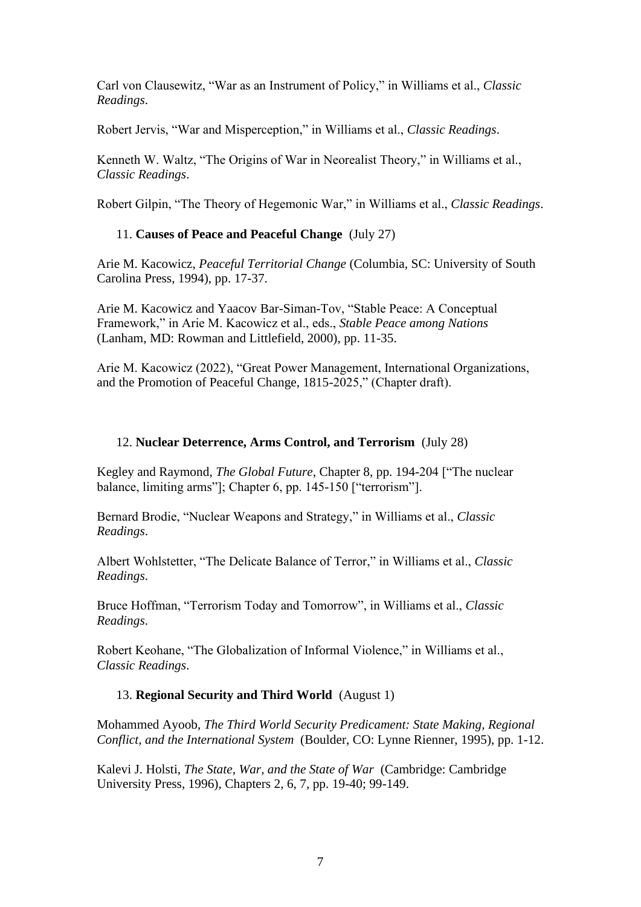Carl von Clausewitz, "War as an Instrument of Policy," in Williams et al., *Classic Readings*.

Robert Jervis, "War and Misperception," in Williams et al., *Classic Readings*.

Kenneth W. Waltz, "The Origins of War in Neorealist Theory," in Williams et al., *Classic Readings*.

Robert Gilpin, "The Theory of Hegemonic War," in Williams et al., *Classic Readings*.

11. **Causes of Peace and Peaceful Change** (July 27)

Arie M. Kacowicz, *Peaceful Territorial Change* (Columbia, SC: University of South Carolina Press, 1994), pp. 17-37.

Arie M. Kacowicz and Yaacov Bar-Siman-Tov, "Stable Peace: A Conceptual Framework," in Arie M. Kacowicz et al., eds., *Stable Peace among Nations* (Lanham, MD: Rowman and Littlefield, 2000), pp. 11-35.

Arie M. Kacowicz (2022), "Great Power Management, International Organizations, and the Promotion of Peaceful Change, 1815-2025," (Chapter draft).

12. **Nuclear Deterrence, Arms Control, and Terrorism** (July 28)

Kegley and Raymond, *The Global Future*, Chapter 8, pp. 194-204 ["The nuclear balance, limiting arms"]; Chapter 6, pp. 145-150 ["terrorism"].

Bernard Brodie, "Nuclear Weapons and Strategy," in Williams et al., *Classic Readings*.

Albert Wohlstetter, "The Delicate Balance of Terror," in Williams et al., *Classic Readings*.

Bruce Hoffman, "Terrorism Today and Tomorrow", in Williams et al., *Classic Readings*.

Robert Keohane, "The Globalization of Informal Violence," in Williams et al., *Classic Readings*.

13. **Regional Security and Third World** (August 1)

Mohammed Ayoob, *The Third World Security Predicament: State Making, Regional Conflict, and the International System* (Boulder, CO: Lynne Rienner, 1995), pp. 1-12.

Kalevi J. Holsti, *The State, War, and the State of War* (Cambridge: Cambridge University Press, 1996), Chapters 2, 6, 7, pp. 19-40; 99-149.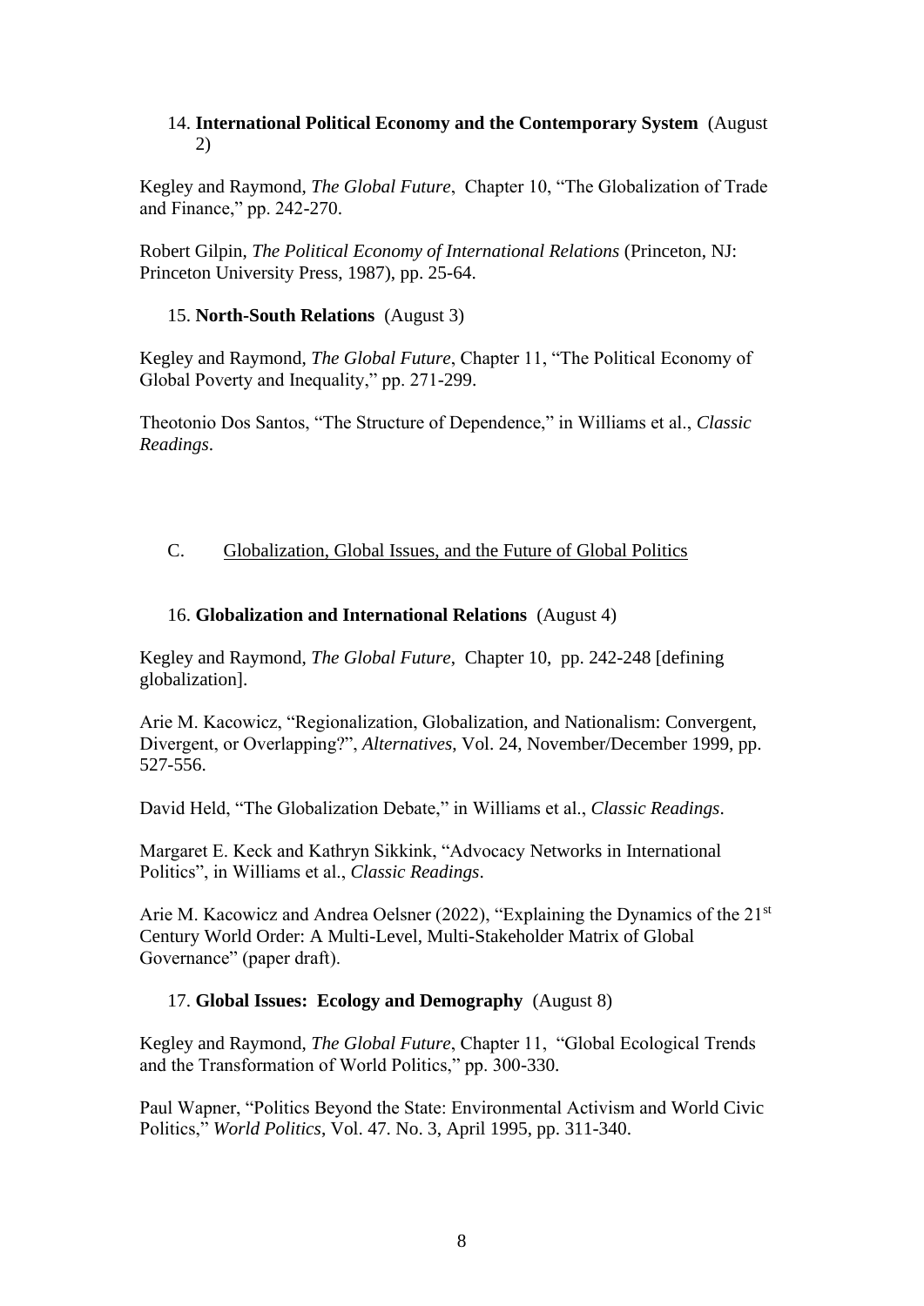14. **International Political Economy and the Contemporary System** (August 2)

Kegley and Raymond, *The Global Future*, Chapter 10, "The Globalization of Trade and Finance," pp. 242-270.

Robert Gilpin, *The Political Economy of International Relations* (Princeton, NJ: Princeton University Press, 1987), pp. 25-64.

15. **North-South Relations** (August 3)

Kegley and Raymond, *The Global Future*, Chapter 11, "The Political Economy of Global Poverty and Inequality," pp. 271-299.

Theotonio Dos Santos, "The Structure of Dependence," in Williams et al., *Classic Readings*.

C. Globalization, Global Issues, and the Future of Global Politics

16. **Globalization and International Relations** (August 4)

Kegley and Raymond, *The Global Future*, Chapter 10, pp. 242-248 [defining globalization].

Arie M. Kacowicz, "Regionalization, Globalization, and Nationalism: Convergent, Divergent, or Overlapping?", *Alternatives*, Vol. 24, November/December 1999, pp. 527-556.

David Held, "The Globalization Debate," in Williams et al., *Classic Readings*.

Margaret E. Keck and Kathryn Sikkink, "Advocacy Networks in International Politics", in Williams et al., *Classic Readings*.

Arie M. Kacowicz and Andrea Oelsner (2022), "Explaining the Dynamics of the 21st Century World Order: A Multi-Level, Multi-Stakeholder Matrix of Global Governance" (paper draft).

17. **Global Issues: Ecology and Demography** (August 8)

Kegley and Raymond, *The Global Future*, Chapter 11, "Global Ecological Trends and the Transformation of World Politics," pp. 300-330.

Paul Wapner, "Politics Beyond the State: Environmental Activism and World Civic Politics," *World Politics*, Vol. 47. No. 3, April 1995, pp. 311-340.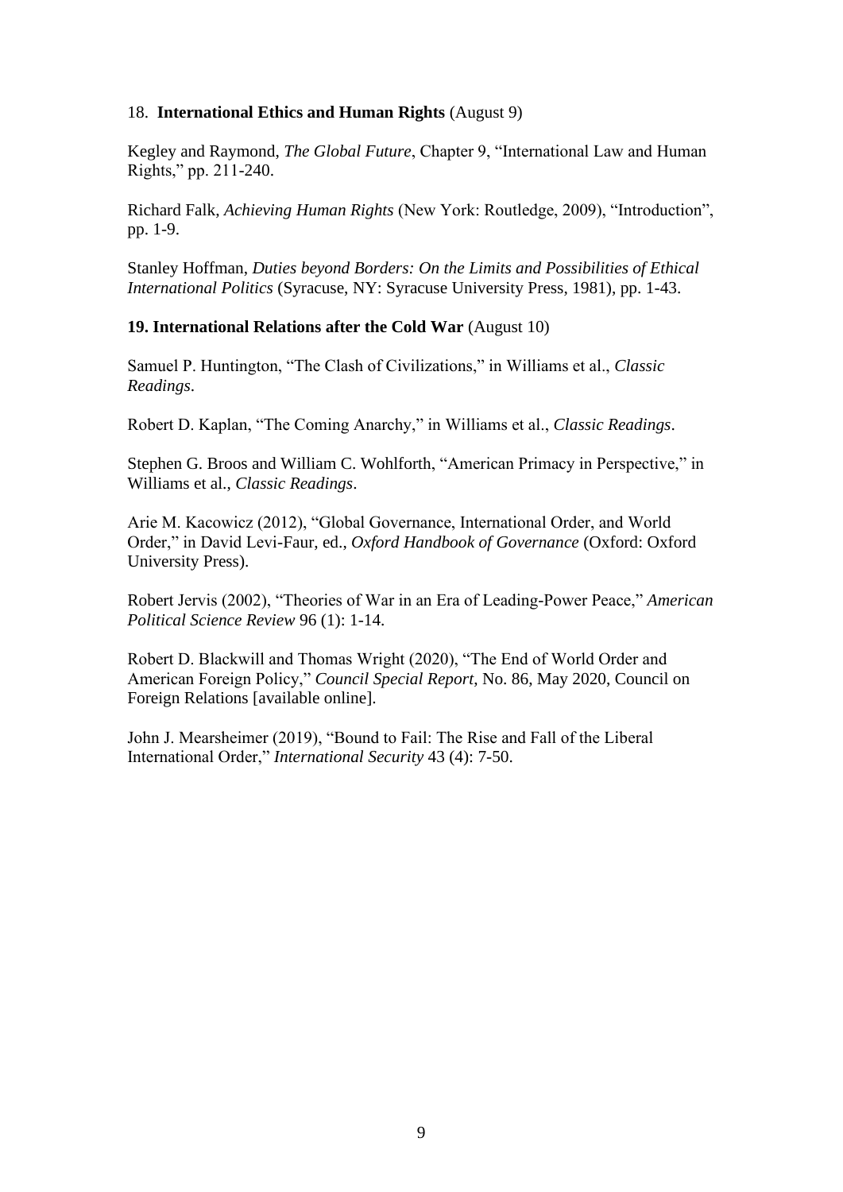18. **International Ethics and Human Rights** (August 9)

Kegley and Raymond, *The Global Future*, Chapter 9, "International Law and Human Rights," pp. 211-240.

Richard Falk, *Achieving Human Rights* (New York: Routledge, 2009), "Introduction", pp. 1-9.

Stanley Hoffman, *Duties beyond Borders: On the Limits and Possibilities of Ethical International Politics* (Syracuse, NY: Syracuse University Press, 1981), pp. 1-43.

**19. International Relations after the Cold War** (August 10)

Samuel P. Huntington, "The Clash of Civilizations," in Williams et al., *Classic Readings*.

Robert D. Kaplan, "The Coming Anarchy," in Williams et al., *Classic Readings*.

Stephen G. Broos and William C. Wohlforth, "American Primacy in Perspective," in Williams et al., *Classic Readings*.

Arie M. Kacowicz (2012), "Global Governance, International Order, and World Order," in David Levi-Faur, ed., *Oxford Handbook of Governance* (Oxford: Oxford University Press).

Robert Jervis (2002), "Theories of War in an Era of Leading-Power Peace," *American Political Science Review* 96 (1): 1-14.

Robert D. Blackwill and Thomas Wright (2020), "The End of World Order and American Foreign Policy," *Council Special Report*, No. 86, May 2020, Council on Foreign Relations [available online].

John J. Mearsheimer (2019), "Bound to Fail: The Rise and Fall of the Liberal International Order," *International Security* 43 (4): 7-50.